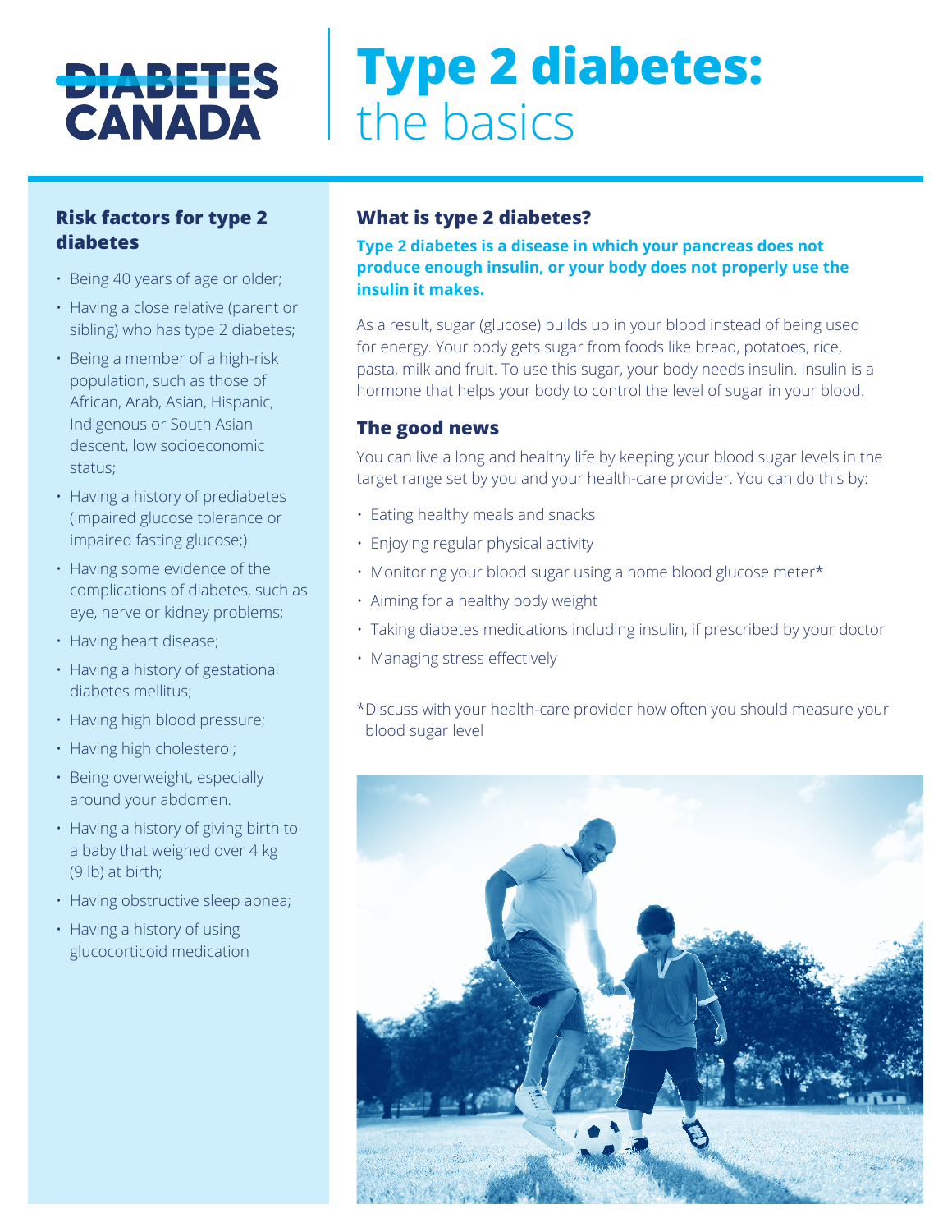DIABETES CANADA

# Type 2 diabetes: the basics

## What is type 2 diabetes?

**Type 2 diabetes is a disease in which your pancreas does not produce enough insulin, or your body does not properly use the insulin it makes.**

As a result, sugar (glucose) builds up in your blood instead of being used for energy. Your body gets sugar from foods like bread, potatoes, rice, pasta, milk and fruit. To use this sugar, your body needs insulin. Insulin is a hormone that helps your body to control the level of sugar in your blood.

## The good news

You can live a long and healthy life by keeping your blood sugar levels in the target range set by you and your health-care provider. You can do this by:

- Eating healthy meals and snacks
- Enjoying regular physical activity
- Monitoring your blood sugar using a home blood glucose meter*
- Aiming for a healthy body weight
- Taking diabetes medications including insulin, if prescribed by your doctor
- Managing stress effectively

*Discuss with your health-care provider how often you should measure your blood sugar level

## Risk factors for type 2 diabetes

- Being 40 years of age or older;
- Having a close relative (parent or sibling) who has type 2 diabetes;
- Being a member of a high-risk population, such as those of African, Arab, Asian, Hispanic, Indigenous or South Asian descent, low socioeconomic status;
- Having a history of prediabetes (impaired glucose tolerance or impaired fasting glucose;)
- Having some evidence of the complications of diabetes, such as eye, nerve or kidney problems;
- Having heart disease;
- Having a history of gestational diabetes mellitus;
- Having high blood pressure;
- Having high cholesterol;
- Being overweight, especially around your abdomen.
- Having a history of giving birth to a baby that weighed over 4 kg (9 lb) at birth;
- Having obstructive sleep apnea;
- Having a history of using glucocorticoid medication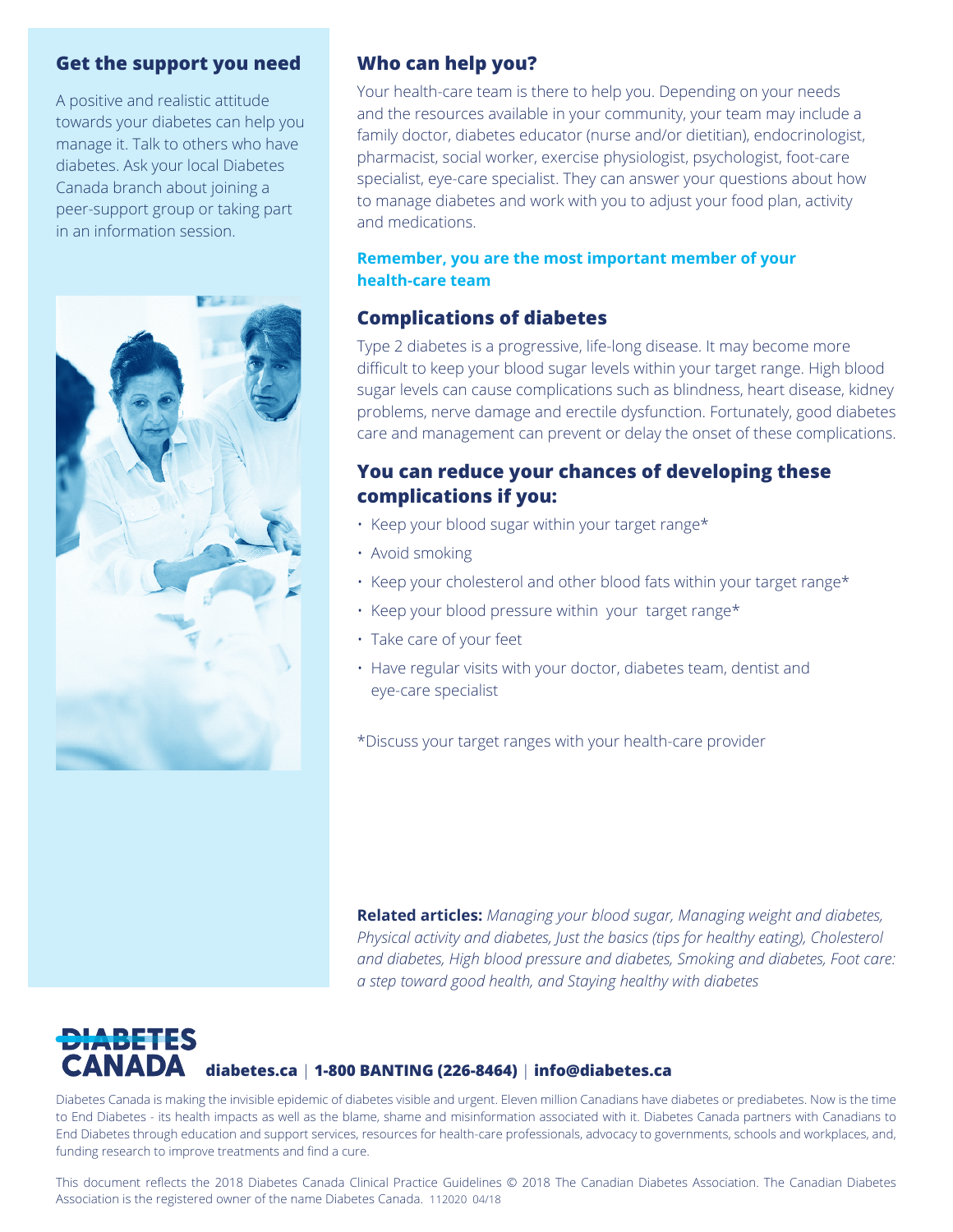## Get the support you need

A positive and realistic attitude towards your diabetes can help you manage it. Talk to others who have diabetes. Ask your local Diabetes Canada branch about joining a peer-support group or taking part in an information session.

## Who can help you?

Your health-care team is there to help you. Depending on your needs and the resources available in your community, your team may include a family doctor, diabetes educator (nurse and/or dietitian), endocrinologist, pharmacist, social worker, exercise physiologist, psychologist, foot-care specialist, eye-care specialist. They can answer your questions about how to manage diabetes and work with you to adjust your food plan, activity and medications.

**Remember, you are the most important member of your health-care team**

## Complications of diabetes

Type 2 diabetes is a progressive, life-long disease. It may become more difficult to keep your blood sugar levels within your target range. High blood sugar levels can cause complications such as blindness, heart disease, kidney problems, nerve damage and erectile dysfunction. Fortunately, good diabetes care and management can prevent or delay the onset of these complications.

## You can reduce your chances of developing these complications if you:

- Keep your blood sugar within your target range*
- Avoid smoking
- Keep your cholesterol and other blood fats within your target range*
- Keep your blood pressure within your target range*
- Take care of your feet
- Have regular visits with your doctor, diabetes team, dentist and eye-care specialist

*Discuss your target ranges with your health-care provider

**Related articles:** *Managing your blood sugar, Managing weight and diabetes, Physical activity and diabetes, Just the basics (tips for healthy eating), Cholesterol and diabetes, High blood pressure and diabetes, Smoking and diabetes, Foot care: a step toward good health, and Staying healthy with diabetes*

**DIABETES CANADA** **diabetes.ca** | **1-800 BANTING (226-8464)** | **info@diabetes.ca**

Diabetes Canada is making the invisible epidemic of diabetes visible and urgent. Eleven million Canadians have diabetes or prediabetes. Now is the time to End Diabetes - its health impacts as well as the blame, shame and misinformation associated with it. Diabetes Canada partners with Canadians to End Diabetes through education and support services, resources for health-care professionals, advocacy to governments, schools and workplaces, and, funding research to improve treatments and find a cure.

This document reflects the 2018 Diabetes Canada Clinical Practice Guidelines © 2018 The Canadian Diabetes Association. The Canadian Diabetes Association is the registered owner of the name Diabetes Canada. 112020 04/18